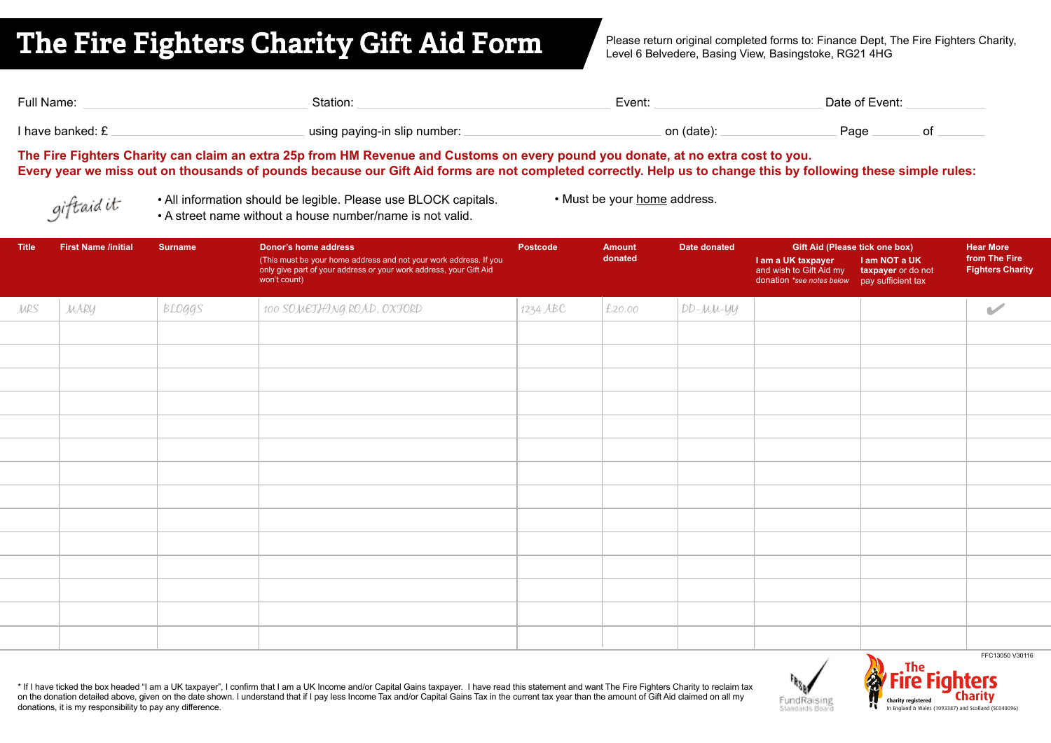# The Fire Fighters Charity Gift Aid Form

Please return original completed forms to: Finance Dept, The Fire Fighters Charity, Level 6 Belvedere, Basing View, Basingstoke, RG21 4HG

Full Name: ______________________ Station: ______________________ Event: ______________________ Date of Event: __________

I have banked: £ ______________________ using paying-in slip number: ______________________ on (date): ______________ Page ______ of ______

**The Fire Fighters Charity can claim an extra 25p from HM Revenue and Customs on every pound you donate, at no extra cost to you.**
**Every year we miss out on thousands of pounds because our Gift Aid forms are not completed correctly. Help us to change this by following these simple rules:**

giftaid it

- All information should be legible. Please use BLOCK capitals.
- A street name without a house number/name is not valid.
- Must be your home address.

| Title | First Name /initial | Surname | Donor's home address (This must be your home address and not your work address. If you only give part of your address or your work address, your Gift Aid won't count) | Postcode | Amount donated | Date donated | Gift Aid (Please tick one box) | | Hear More from The Fire Fighters Charity |
|---|---|---|---|---|---|---|---|---|---|
| | | | | | | | **I am a UK taxpayer** and wish to Gift Aid my donation *see notes below* | **I am NOT a UK taxpayer** or do not pay sufficient tax | |
| MRS | MARY | BLOGGS | 100 SOMETHING ROAD, OXFORD | 1234 ABC | £20.00 | DD-MM-YY | | | ✔ |
| | | | | | | | | | |
| | | | | | | | | | |
| | | | | | | | | | |
| | | | | | | | | | |
| | | | | | | | | | |
| | | | | | | | | | |
| | | | | | | | | | |
| | | | | | | | | | |
| | | | | | | | | | |
| | | | | | | | | | |
| | | | | | | | | | |
| | | | | | | | | | |
| | | | | | | | | | |

FFC13050 V30116

\* If I have ticked the box headed "I am a UK taxpayer", I confirm that I am a UK Income and/or Capital Gains taxpayer. I have read this statement and want The Fire Fighters Charity to reclaim tax on the donation detailed above, given on the date shown. I understand that if I pay less Income Tax and/or Capital Gains Tax in the current tax year than the amount of Gift Aid claimed on all my donations, it is my responsibility to pay any difference.

FRSB FundRaising Standards Board

The Fire Fighters Charity — Charity registered in England & Wales (1093387) and Scotland (SC040096)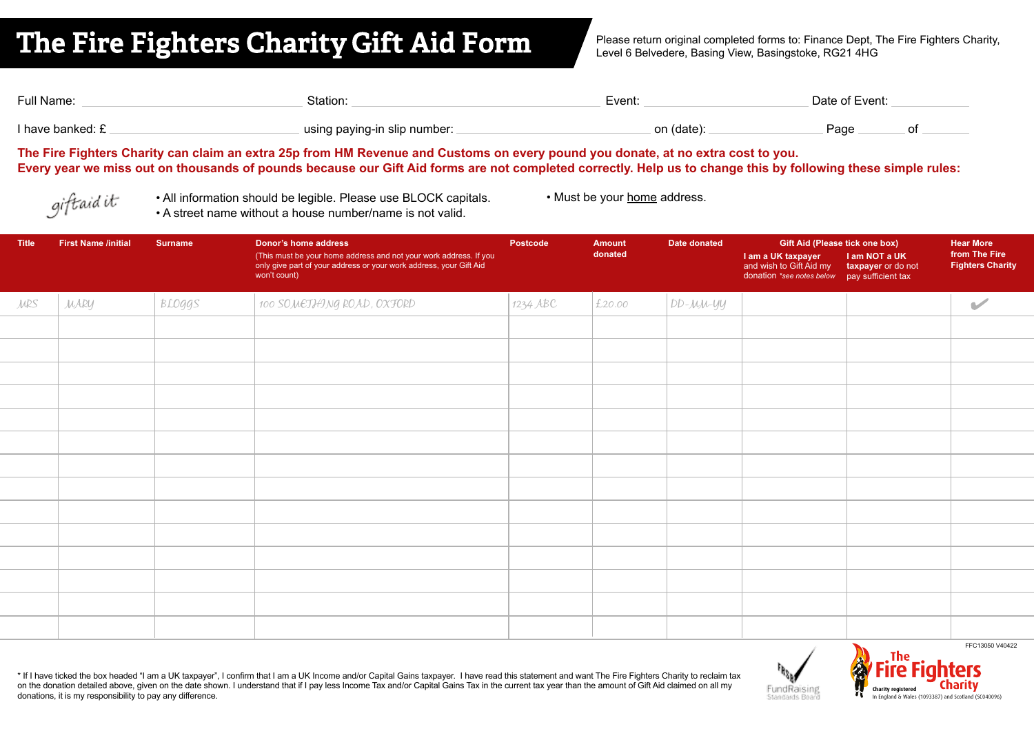# The Fire Fighters Charity Gift Aid Form

Please return original completed forms to: Finance Dept, The Fire Fighters Charity, Level 6 Belvedere, Basing View, Basingstoke, RG21 4HG

Full Name: ______________ Station: ______________ Event: ______________ Date of Event: ______________

I have banked: £ ______________ using paying-in slip number: ______________ on (date): ______________ Page ______ of ______

**The Fire Fighters Charity can claim an extra 25p from HM Revenue and Customs on every pound you donate, at no extra cost to you.**
**Every year we miss out on thousands of pounds because our Gift Aid forms are not completed correctly. Help us to change this by following these simple rules:**

giftaid it

- All information should be legible. Please use BLOCK capitals.
- A street name without a house number/name is not valid.
- Must be your home address.

| Title | First Name /initial | Surname | Donor's home address (This must be your home address and not your work address. If you only give part of your address or your work address, your Gift Aid won't count) | Postcode | Amount donated | Date donated | Gift Aid (Please tick one box) I am a UK taxpayer and wish to Gift Aid my donation *see notes below | I am NOT a UK taxpayer or do not pay sufficient tax | Hear More from The Fire Fighters Charity |
|---|---|---|---|---|---|---|---|---|---|
| MRS | MARY | BLOGGS | 100 SOMETHING ROAD, OXFORD | 1234 ABC | £20.00 | DD-MM-YY | | | ✔ |
| | | | | | | | | | |
| | | | | | | | | | |
| | | | | | | | | | |
| | | | | | | | | | |
| | | | | | | | | | |
| | | | | | | | | | |
| | | | | | | | | | |
| | | | | | | | | | |
| | | | | | | | | | |
| | | | | | | | | | |
| | | | | | | | | | |
| | | | | | | | | | |
| | | | | | | | | | |
| | | | | | | | | | |

FFC13050 V40422

* If I have ticked the box headed "I am a UK taxpayer", I confirm that I am a UK Income and/or Capital Gains taxpayer. I have read this statement and want The Fire Fighters Charity to reclaim tax on the donation detailed above, given on the date shown. I understand that if I pay less Income Tax and/or Capital Gains Tax in the current tax year than the amount of Gift Aid claimed on all my donations, it is my responsibility to pay any difference.

FundRaising Standards Board

The Fire Fighters Charity
Charity registered in England & Wales (1093387) and Scotland (SC040096)